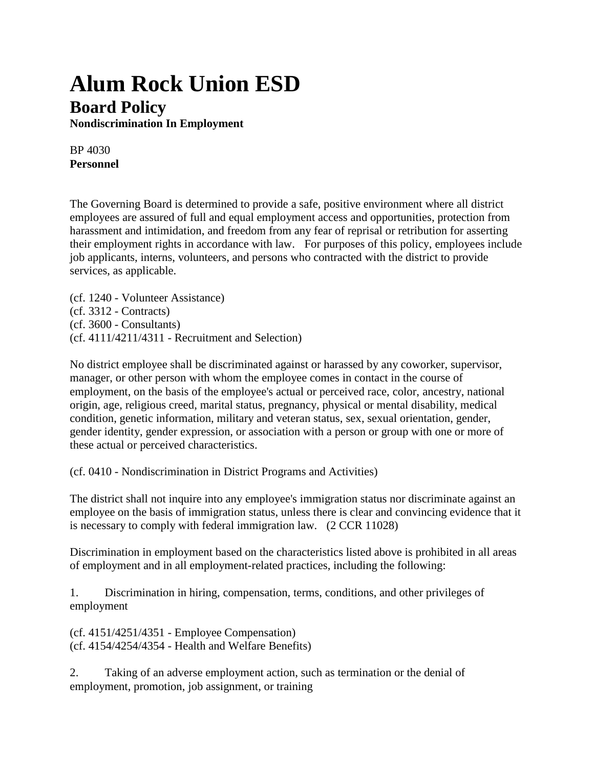# Alum Rock Union ESD

## Board Policy

**Nondiscrimination In Employment**

BP 4030
**Personnel**

The Governing Board is determined to provide a safe, positive environment where all district employees are assured of full and equal employment access and opportunities, protection from harassment and intimidation, and freedom from any fear of reprisal or retribution for asserting their employment rights in accordance with law. For purposes of this policy, employees include job applicants, interns, volunteers, and persons who contracted with the district to provide services, as applicable.

(cf. 1240 - Volunteer Assistance)
(cf. 3312 - Contracts)
(cf. 3600 - Consultants)
(cf. 4111/4211/4311 - Recruitment and Selection)

No district employee shall be discriminated against or harassed by any coworker, supervisor, manager, or other person with whom the employee comes in contact in the course of employment, on the basis of the employee's actual or perceived race, color, ancestry, national origin, age, religious creed, marital status, pregnancy, physical or mental disability, medical condition, genetic information, military and veteran status, sex, sexual orientation, gender, gender identity, gender expression, or association with a person or group with one or more of these actual or perceived characteristics.

(cf. 0410 - Nondiscrimination in District Programs and Activities)

The district shall not inquire into any employee's immigration status nor discriminate against an employee on the basis of immigration status, unless there is clear and convincing evidence that it is necessary to comply with federal immigration law. (2 CCR 11028)

Discrimination in employment based on the characteristics listed above is prohibited in all areas of employment and in all employment-related practices, including the following:

1. Discrimination in hiring, compensation, terms, conditions, and other privileges of employment

(cf. 4151/4251/4351 - Employee Compensation)
(cf. 4154/4254/4354 - Health and Welfare Benefits)

2. Taking of an adverse employment action, such as termination or the denial of employment, promotion, job assignment, or training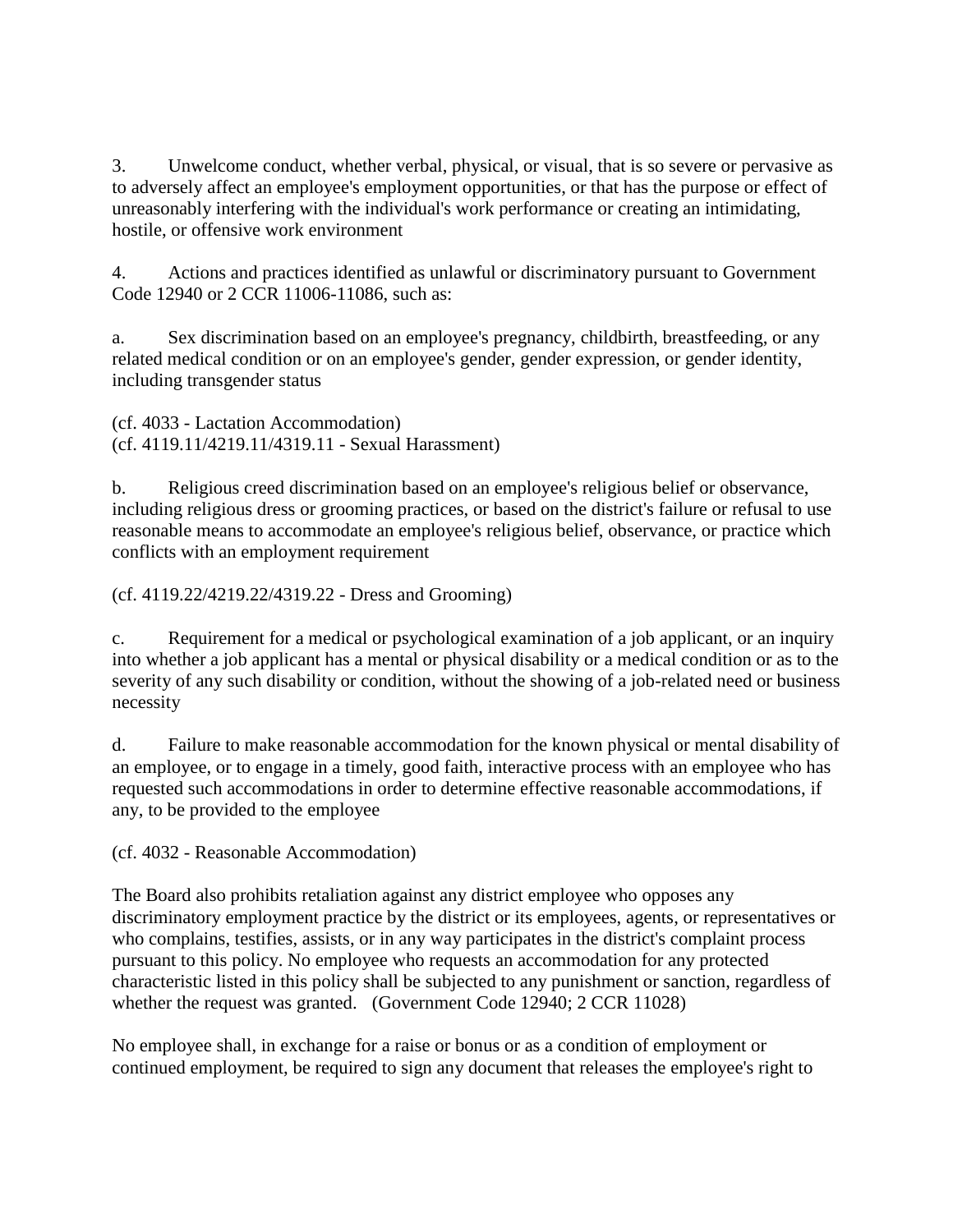3. Unwelcome conduct, whether verbal, physical, or visual, that is so severe or pervasive as to adversely affect an employee's employment opportunities, or that has the purpose or effect of unreasonably interfering with the individual's work performance or creating an intimidating, hostile, or offensive work environment

4. Actions and practices identified as unlawful or discriminatory pursuant to Government Code 12940 or 2 CCR 11006-11086, such as:

a. Sex discrimination based on an employee's pregnancy, childbirth, breastfeeding, or any related medical condition or on an employee's gender, gender expression, or gender identity, including transgender status

(cf. 4033 - Lactation Accommodation)
(cf. 4119.11/4219.11/4319.11 - Sexual Harassment)

b. Religious creed discrimination based on an employee's religious belief or observance, including religious dress or grooming practices, or based on the district's failure or refusal to use reasonable means to accommodate an employee's religious belief, observance, or practice which conflicts with an employment requirement

(cf. 4119.22/4219.22/4319.22 - Dress and Grooming)

c. Requirement for a medical or psychological examination of a job applicant, or an inquiry into whether a job applicant has a mental or physical disability or a medical condition or as to the severity of any such disability or condition, without the showing of a job-related need or business necessity

d. Failure to make reasonable accommodation for the known physical or mental disability of an employee, or to engage in a timely, good faith, interactive process with an employee who has requested such accommodations in order to determine effective reasonable accommodations, if any, to be provided to the employee

(cf. 4032 - Reasonable Accommodation)

The Board also prohibits retaliation against any district employee who opposes any discriminatory employment practice by the district or its employees, agents, or representatives or who complains, testifies, assists, or in any way participates in the district's complaint process pursuant to this policy. No employee who requests an accommodation for any protected characteristic listed in this policy shall be subjected to any punishment or sanction, regardless of whether the request was granted. (Government Code 12940; 2 CCR 11028)

No employee shall, in exchange for a raise or bonus or as a condition of employment or continued employment, be required to sign any document that releases the employee's right to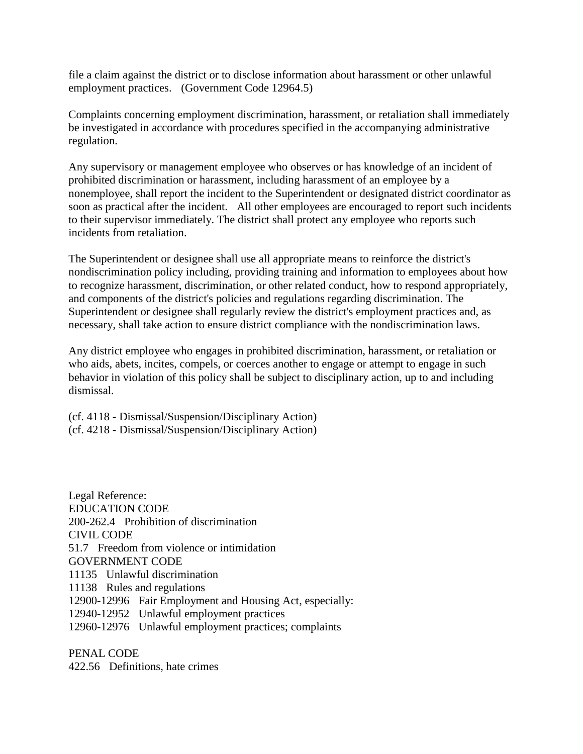file a claim against the district or to disclose information about harassment or other unlawful employment practices. (Government Code 12964.5)

Complaints concerning employment discrimination, harassment, or retaliation shall immediately be investigated in accordance with procedures specified in the accompanying administrative regulation.

Any supervisory or management employee who observes or has knowledge of an incident of prohibited discrimination or harassment, including harassment of an employee by a nonemployee, shall report the incident to the Superintendent or designated district coordinator as soon as practical after the incident. All other employees are encouraged to report such incidents to their supervisor immediately. The district shall protect any employee who reports such incidents from retaliation.

The Superintendent or designee shall use all appropriate means to reinforce the district's nondiscrimination policy including, providing training and information to employees about how to recognize harassment, discrimination, or other related conduct, how to respond appropriately, and components of the district's policies and regulations regarding discrimination. The Superintendent or designee shall regularly review the district's employment practices and, as necessary, shall take action to ensure district compliance with the nondiscrimination laws.

Any district employee who engages in prohibited discrimination, harassment, or retaliation or who aids, abets, incites, compels, or coerces another to engage or attempt to engage in such behavior in violation of this policy shall be subject to disciplinary action, up to and including dismissal.

(cf. 4118 - Dismissal/Suspension/Disciplinary Action)
(cf. 4218 - Dismissal/Suspension/Disciplinary Action)

Legal Reference:
EDUCATION CODE
200-262.4 Prohibition of discrimination
CIVIL CODE
51.7 Freedom from violence or intimidation
GOVERNMENT CODE
11135 Unlawful discrimination
11138 Rules and regulations
12900-12996 Fair Employment and Housing Act, especially:
12940-12952 Unlawful employment practices
12960-12976 Unlawful employment practices; complaints

PENAL CODE
422.56 Definitions, hate crimes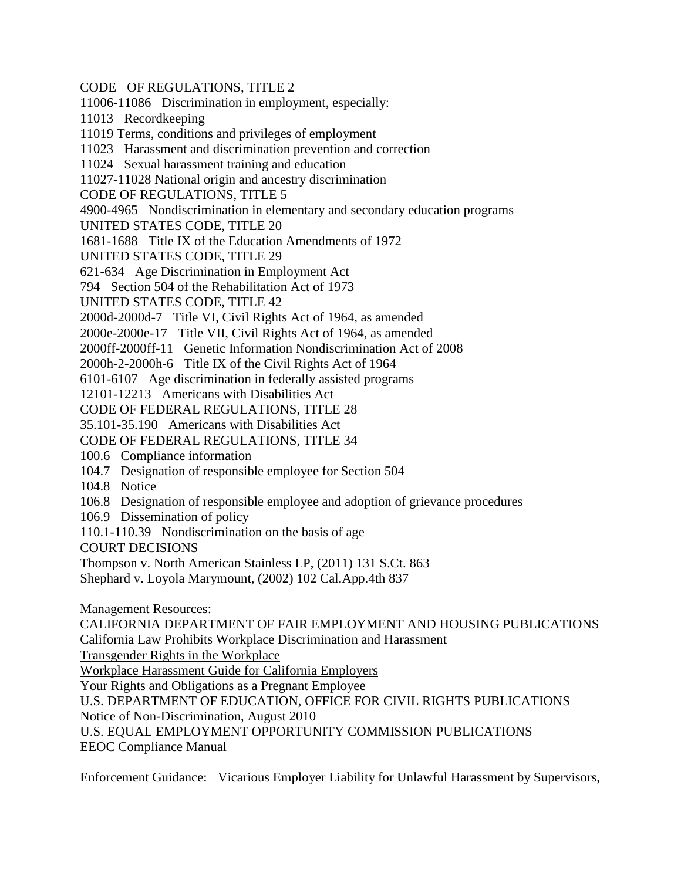CODE OF REGULATIONS, TITLE 2

11006-11086 Discrimination in employment, especially:

11013 Recordkeeping

11019 Terms, conditions and privileges of employment

11023 Harassment and discrimination prevention and correction

11024 Sexual harassment training and education

11027-11028 National origin and ancestry discrimination

CODE OF REGULATIONS, TITLE 5

4900-4965 Nondiscrimination in elementary and secondary education programs

UNITED STATES CODE, TITLE 20

1681-1688 Title IX of the Education Amendments of 1972

UNITED STATES CODE, TITLE 29

621-634 Age Discrimination in Employment Act

794 Section 504 of the Rehabilitation Act of 1973

UNITED STATES CODE, TITLE 42

2000d-2000d-7 Title VI, Civil Rights Act of 1964, as amended

2000e-2000e-17 Title VII, Civil Rights Act of 1964, as amended

2000ff-2000ff-11 Genetic Information Nondiscrimination Act of 2008

2000h-2-2000h-6 Title IX of the Civil Rights Act of 1964

6101-6107 Age discrimination in federally assisted programs

12101-12213 Americans with Disabilities Act

CODE OF FEDERAL REGULATIONS, TITLE 28

35.101-35.190 Americans with Disabilities Act

CODE OF FEDERAL REGULATIONS, TITLE 34

100.6 Compliance information

104.7 Designation of responsible employee for Section 504

104.8 Notice

106.8 Designation of responsible employee and adoption of grievance procedures

106.9 Dissemination of policy

110.1-110.39 Nondiscrimination on the basis of age

COURT DECISIONS

Thompson v. North American Stainless LP, (2011) 131 S.Ct. 863

Shephard v. Loyola Marymount, (2002) 102 Cal.App.4th 837

Management Resources:

CALIFORNIA DEPARTMENT OF FAIR EMPLOYMENT AND HOUSING PUBLICATIONS

California Law Prohibits Workplace Discrimination and Harassment

Transgender Rights in the Workplace

Workplace Harassment Guide for California Employers

Your Rights and Obligations as a Pregnant Employee

U.S. DEPARTMENT OF EDUCATION, OFFICE FOR CIVIL RIGHTS PUBLICATIONS

Notice of Non-Discrimination, August 2010

U.S. EQUAL EMPLOYMENT OPPORTUNITY COMMISSION PUBLICATIONS

EEOC Compliance Manual

Enforcement Guidance: Vicarious Employer Liability for Unlawful Harassment by Supervisors,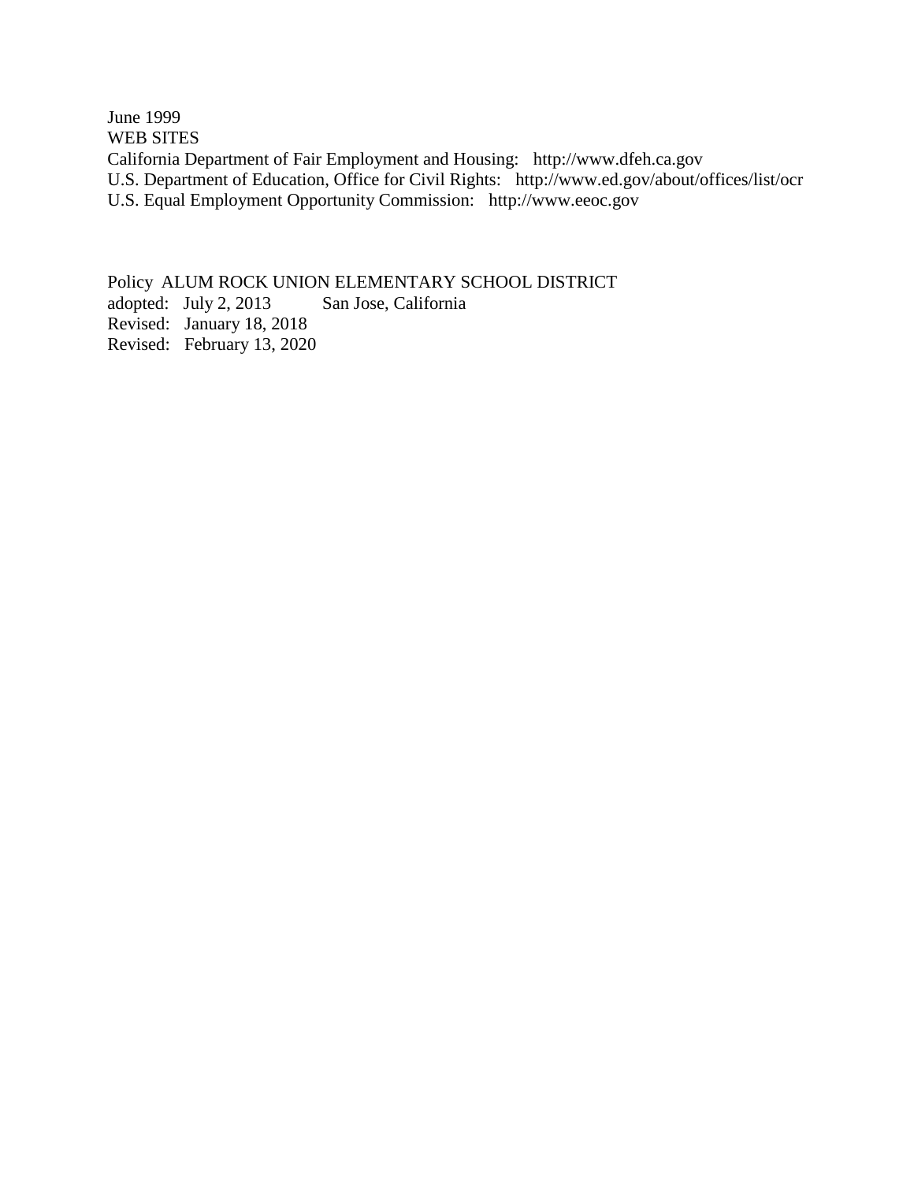June 1999

WEB SITES

California Department of Fair Employment and Housing: http://www.dfeh.ca.gov

U.S. Department of Education, Office for Civil Rights: http://www.ed.gov/about/offices/list/ocr

U.S. Equal Employment Opportunity Commission: http://www.eeoc.gov

Policy ALUM ROCK UNION ELEMENTARY SCHOOL DISTRICT

adopted: July 2, 2013 San Jose, California

Revised: January 18, 2018

Revised: February 13, 2020